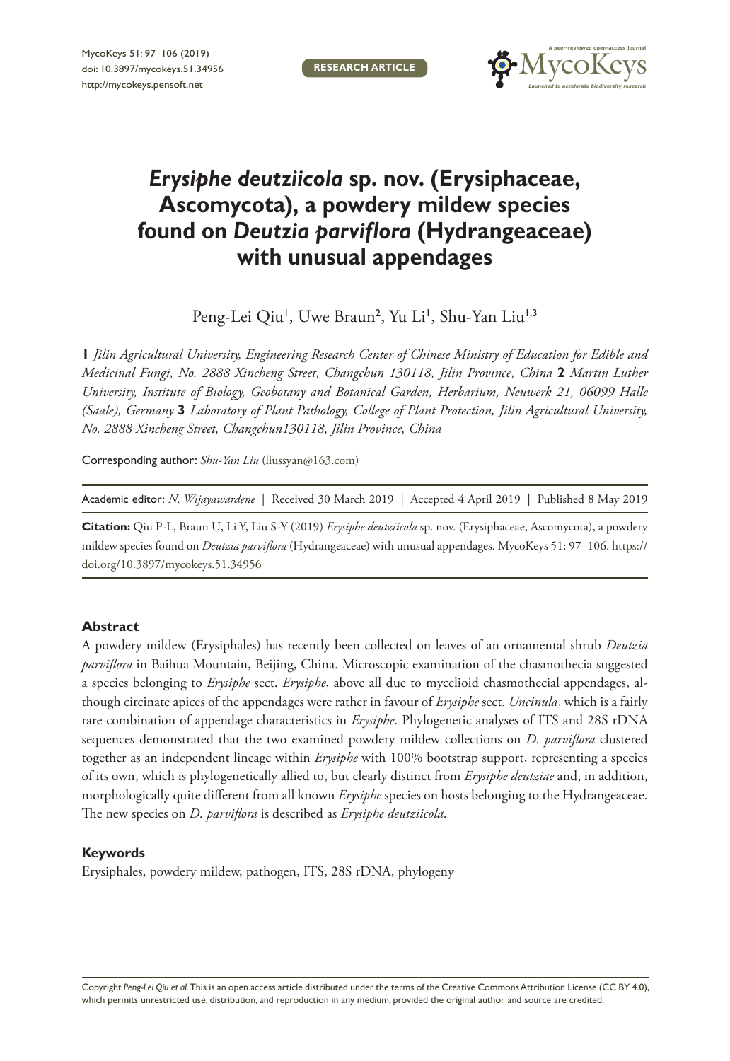RESEARCH ARTICLE

# *Erysiphe deutziicola* sp. nov. (Erysiphaceae, Ascomycota), a powdery mildew species found on *Deutzia parviflora* (Hydrangeaceae) with unusual appendages

Peng-Lei Qiu[1], Uwe Braun[2], Yu Li[1], Shu-Yan Liu[1,3]

**1** *Jilin Agricultural University, Engineering Research Center of Chinese Ministry of Education for Edible and Medicinal Fungi, No. 2888 Xincheng Street, Changchun 130118, Jilin Province, China* **2** *Martin Luther University, Institute of Biology, Geobotany and Botanical Garden, Herbarium, Neuwerk 21, 06099 Halle (Saale), Germany* **3** *Laboratory of Plant Pathology, College of Plant Protection, Jilin Agricultural University, No. 2888 Xincheng Street, Changchun130118, Jilin Province, China*

Corresponding author: *Shu-Yan Liu* (liussyan@163.com)

Academic editor: *N. Wijayawardene* | Received 30 March 2019 | Accepted 4 April 2019 | Published 8 May 2019

**Citation:** Qiu P-L, Braun U, Li Y, Liu S-Y (2019) *Erysiphe deutziicola* sp. nov. (Erysiphaceae, Ascomycota), a powdery mildew species found on *Deutzia parviflora* (Hydrangeaceae) with unusual appendages. MycoKeys 51: 97–106. https://doi.org/10.3897/mycokeys.51.34956

## Abstract

A powdery mildew (Erysiphales) has recently been collected on leaves of an ornamental shrub *Deutzia parviflora* in Baihua Mountain, Beijing, China. Microscopic examination of the chasmothecia suggested a species belonging to *Erysiphe* sect. *Erysiphe*, above all due to mycelioid chasmothecial appendages, although circinate apices of the appendages were rather in favour of *Erysiphe* sect. *Uncinula*, which is a fairly rare combination of appendage characteristics in *Erysiphe*. Phylogenetic analyses of ITS and 28S rDNA sequences demonstrated that the two examined powdery mildew collections on *D. parviflora* clustered together as an independent lineage within *Erysiphe* with 100% bootstrap support, representing a species of its own, which is phylogenetically allied to, but clearly distinct from *Erysiphe deutziae* and, in addition, morphologically quite different from all known *Erysiphe* species on hosts belonging to the Hydrangeaceae. The new species on *D. parviflora* is described as *Erysiphe deutziicola*.

## Keywords

Erysiphales, powdery mildew, pathogen, ITS, 28S rDNA, phylogeny

Copyright *Peng-Lei Qiu et al.* This is an open access article distributed under the terms of the Creative Commons Attribution License (CC BY 4.0), which permits unrestricted use, distribution, and reproduction in any medium, provided the original author and source are credited.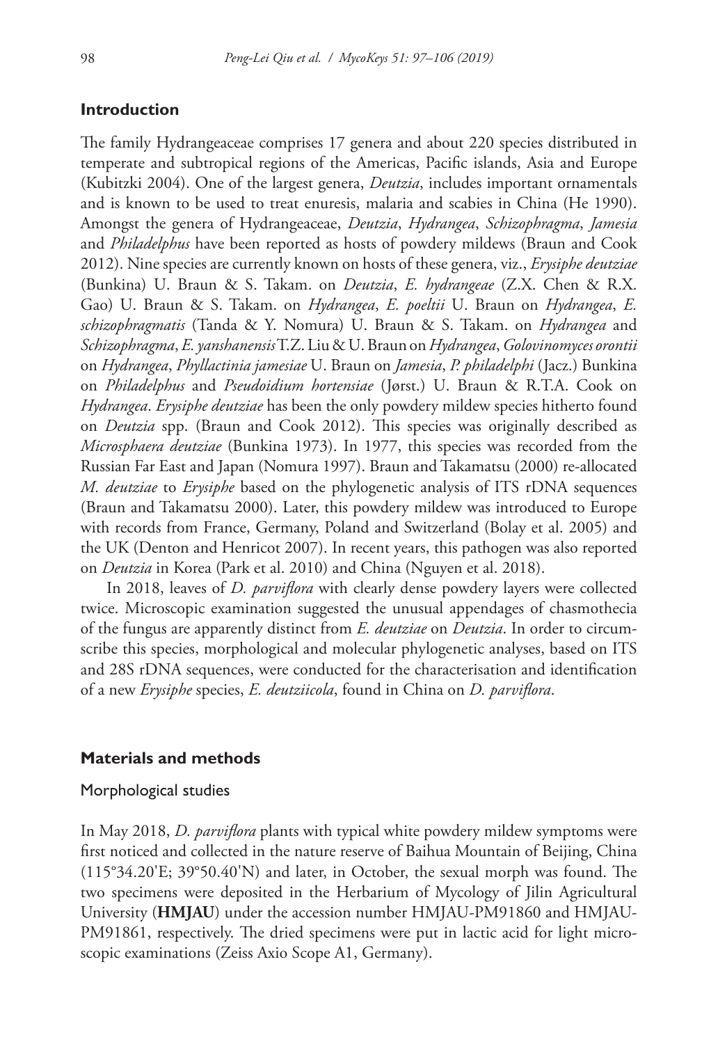## Introduction

The family Hydrangeaceae comprises 17 genera and about 220 species distributed in temperate and subtropical regions of the Americas, Pacific islands, Asia and Europe (Kubitzki 2004). One of the largest genera, *Deutzia*, includes important ornamentals and is known to be used to treat enuresis, malaria and scabies in China (He 1990). Amongst the genera of Hydrangeaceae, *Deutzia*, *Hydrangea*, *Schizophragma*, *Jamesia* and *Philadelphus* have been reported as hosts of powdery mildews (Braun and Cook 2012). Nine species are currently known on hosts of these genera, viz., *Erysiphe deutziae* (Bunkina) U. Braun & S. Takam. on *Deutzia*, *E. hydrangeae* (Z.X. Chen & R.X. Gao) U. Braun & S. Takam. on *Hydrangea*, *E. poeltii* U. Braun on *Hydrangea*, *E. schizophragmatis* (Tanda & Y. Nomura) U. Braun & S. Takam. on *Hydrangea* and *Schizophragma*, *E. yanshanensis* T.Z. Liu & U. Braun on *Hydrangea*, *Golovinomyces orontii* on *Hydrangea*, *Phyllactinia jamesiae* U. Braun on *Jamesia*, *P. philadelphi* (Jacz.) Bunkina on *Philadelphus* and *Pseudoidium hortensiae* (Jørst.) U. Braun & R.T.A. Cook on *Hydrangea*. *Erysiphe deutziae* has been the only powdery mildew species hitherto found on *Deutzia* spp. (Braun and Cook 2012). This species was originally described as *Microsphaera deutziae* (Bunkina 1973). In 1977, this species was recorded from the Russian Far East and Japan (Nomura 1997). Braun and Takamatsu (2000) re-allocated *M. deutziae* to *Erysiphe* based on the phylogenetic analysis of ITS rDNA sequences (Braun and Takamatsu 2000). Later, this powdery mildew was introduced to Europe with records from France, Germany, Poland and Switzerland (Bolay et al. 2005) and the UK (Denton and Henricot 2007). In recent years, this pathogen was also reported on *Deutzia* in Korea (Park et al. 2010) and China (Nguyen et al. 2018).

In 2018, leaves of *D. parviflora* with clearly dense powdery layers were collected twice. Microscopic examination suggested the unusual appendages of chasmothecia of the fungus are apparently distinct from *E. deutziae* on *Deutzia*. In order to circumscribe this species, morphological and molecular phylogenetic analyses, based on ITS and 28S rDNA sequences, were conducted for the characterisation and identification of a new *Erysiphe* species, *E. deutziicola*, found in China on *D. parviflora*.

## Materials and methods

### Morphological studies

In May 2018, *D. parviflora* plants with typical white powdery mildew symptoms were first noticed and collected in the nature reserve of Baihua Mountain of Beijing, China (115°34.20'E; 39°50.40'N) and later, in October, the sexual morph was found. The two specimens were deposited in the Herbarium of Mycology of Jilin Agricultural University (**HMJAU**) under the accession number HMJAU-PM91860 and HMJAU-PM91861, respectively. The dried specimens were put in lactic acid for light microscopic examinations (Zeiss Axio Scope A1, Germany).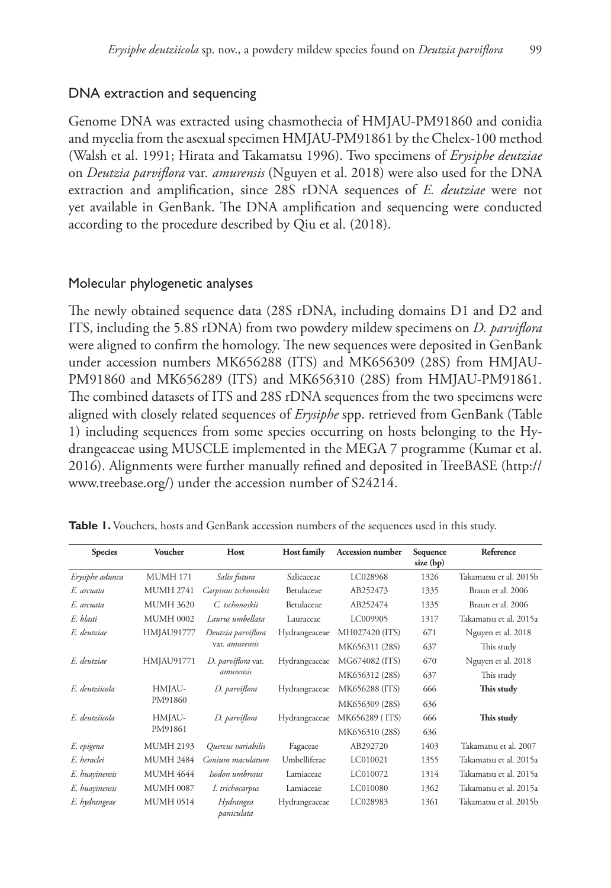## DNA extraction and sequencing

Genome DNA was extracted using chasmothecia of HMJAU-PM91860 and conidia and mycelia from the asexual specimen HMJAU-PM91861 by the Chelex-100 method (Walsh et al. 1991; Hirata and Takamatsu 1996). Two specimens of *Erysiphe deutziae* on *Deutzia parviflora* var. *amurensis* (Nguyen et al. 2018) were also used for the DNA extraction and amplification, since 28S rDNA sequences of *E. deutziae* were not yet available in GenBank. The DNA amplification and sequencing were conducted according to the procedure described by Qiu et al. (2018).

## Molecular phylogenetic analyses

The newly obtained sequence data (28S rDNA, including domains D1 and D2 and ITS, including the 5.8S rDNA) from two powdery mildew specimens on *D. parviflora* were aligned to confirm the homology. The new sequences were deposited in GenBank under accession numbers MK656288 (ITS) and MK656309 (28S) from HMJAU-PM91860 and MK656289 (ITS) and MK656310 (28S) from HMJAU-PM91861. The combined datasets of ITS and 28S rDNA sequences from the two specimens were aligned with closely related sequences of *Erysiphe* spp. retrieved from GenBank (Table 1) including sequences from some species occurring on hosts belonging to the Hydrangeaceae using MUSCLE implemented in the MEGA 7 programme (Kumar et al. 2016). Alignments were further manually refined and deposited in TreeBASE (http://www.treebase.org/) under the accession number of S24214.

**Table 1.** Vouchers, hosts and GenBank accession numbers of the sequences used in this study.

| Species | Voucher | Host | Host family | Accession number | Sequence size (bp) | Reference |
|---|---|---|---|---|---|---|
| *Erysiphe adunca* | MUMH 171 | *Salix futura* | Salicaceae | LC028968 | 1326 | Takamatsu et al. 2015b |
| *E. arcuata* | MUMH 2741 | *Carpinus tschonoskii* | Betulaceae | AB252473 | 1335 | Braun et al. 2006 |
| *E. arcuata* | MUMH 3620 | *C. tschonoskii* | Betulaceae | AB252474 | 1335 | Braun et al. 2006 |
| *E. blasti* | MUMH 0002 | *Laurus umbellata* | Lauraceae | LC009905 | 1317 | Takamatsu et al. 2015a |
| *E. deutziae* | HMJAU91777 | *Deutzia parviflora* var. *amurensis* | Hydrangeaceae | MH027420 (ITS) | 671 | Nguyen et al. 2018 |
| | | | | MK656311 (28S) | 637 | This study |
| *E. deutziae* | HMJAU91771 | *D. parviflora* var. *amurensis* | Hydrangeaceae | MG674082 (ITS) | 670 | Nguyen et al. 2018 |
| | | | | MK656312 (28S) | 637 | This study |
| *E. deutziicola* | HMJAU-PM91860 | *D. parviflora* | Hydrangeaceae | MK656288 (ITS) | 666 | **This study** |
| | | | | MK656309 (28S) | 636 | |
| *E. deutziicola* | HMJAU-PM91861 | *D. parviflora* | Hydrangeaceae | MK656289 ( ITS) | 666 | **This study** |
| | | | | MK656310 (28S) | 636 | |
| *E. epigena* | MUMH 2193 | *Quercus variabilis* | Fagaceae | AB292720 | 1403 | Takamatsu et al. 2007 |
| *E. heraclei* | MUMH 2484 | *Conium maculatum* | Umbelliferae | LC010021 | 1355 | Takamatsu et al. 2015a |
| *E. huayinensis* | MUMH 4644 | *Isodon umbrosus* | Lamiaceae | LC010072 | 1314 | Takamatsu et al. 2015a |
| *E. huayinensis* | MUMH 0087 | *I. trichocarpus* | Lamiaceae | LC010080 | 1362 | Takamatsu et al. 2015a |
| *E. hydrangeae* | MUMH 0514 | *Hydrangea paniculata* | Hydrangeaceae | LC028983 | 1361 | Takamatsu et al. 2015b |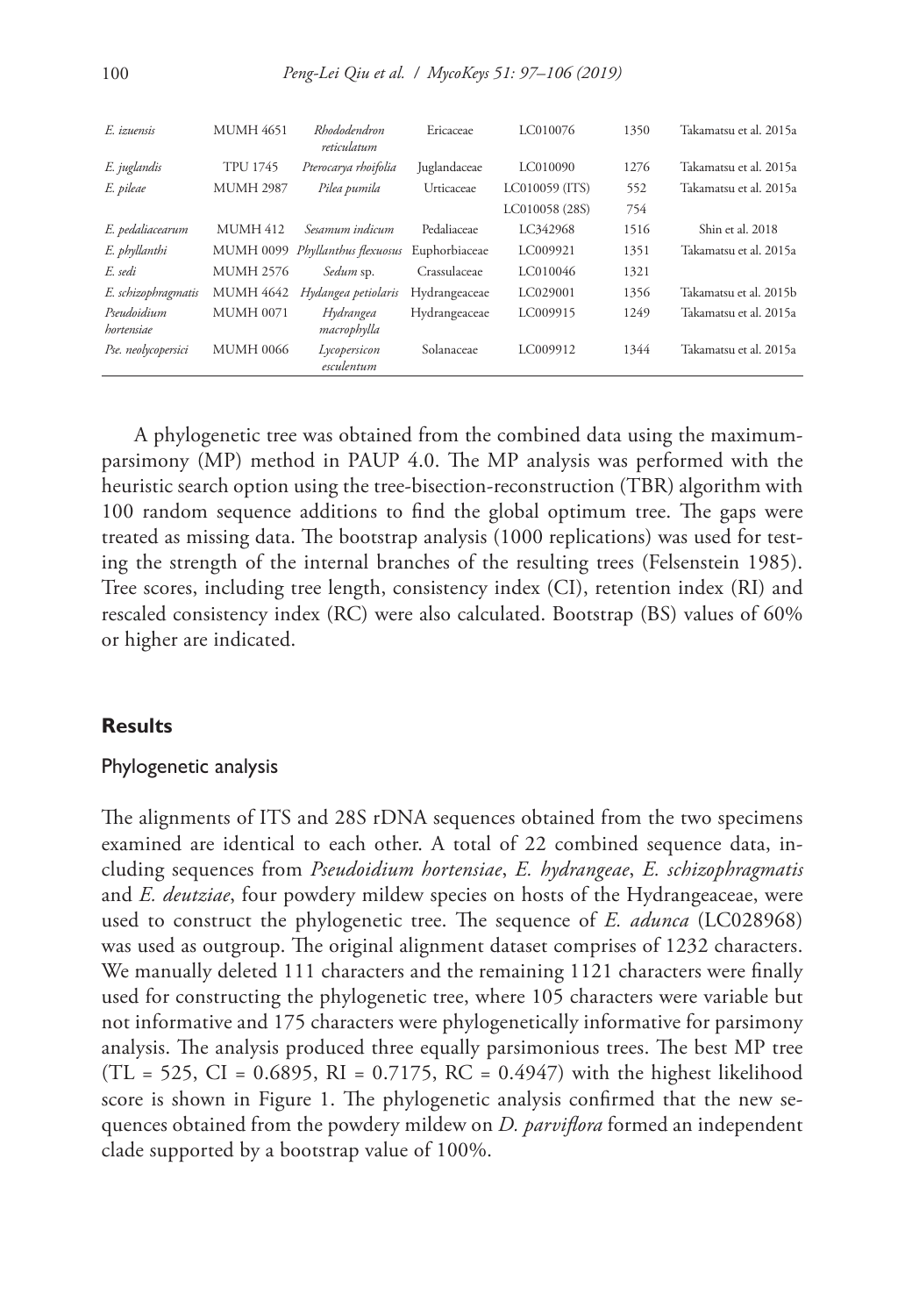| | | | | | | |
|---|---|---|---|---|---|---|
| *E. izuensis* | MUMH 4651 | *Rhododendron reticulatum* | Ericaceae | LC010076 | 1350 | Takamatsu et al. 2015a |
| *E. juglandis* | TPU 1745 | *Pterocarya rhoifolia* | Juglandaceae | LC010090 | 1276 | Takamatsu et al. 2015a |
| *E. pileae* | MUMH 2987 | *Pilea pumila* | Urticaceae | LC010059 (ITS) | 552 | Takamatsu et al. 2015a |
| | | | | LC010058 (28S) | 754 | |
| *E. pedaliacearum* | MUMH 412 | *Sesamum indicum* | Pedaliaceae | LC342968 | 1516 | Shin et al. 2018 |
| *E. phyllanthi* | MUMH 0099 | *Phyllanthus flexuosus* | Euphorbiaceae | LC009921 | 1351 | Takamatsu et al. 2015a |
| *E. sedi* | MUMH 2576 | *Sedum* sp. | Crassulaceae | LC010046 | 1321 | |
| *E. schizophragmatis* | MUMH 4642 | *Hydangea petiolaris* | Hydrangeaceae | LC029001 | 1356 | Takamatsu et al. 2015b |
| *Pseudoidium hortensiae* | MUMH 0071 | *Hydrangea macrophylla* | Hydrangeaceae | LC009915 | 1249 | Takamatsu et al. 2015a |
| *Pse. neolycopersici* | MUMH 0066 | *Lycopersicon esculentum* | Solanaceae | LC009912 | 1344 | Takamatsu et al. 2015a |

A phylogenetic tree was obtained from the combined data using the maximum-parsimony (MP) method in PAUP 4.0. The MP analysis was performed with the heuristic search option using the tree-bisection-reconstruction (TBR) algorithm with 100 random sequence additions to find the global optimum tree. The gaps were treated as missing data. The bootstrap analysis (1000 replications) was used for testing the strength of the internal branches of the resulting trees (Felsenstein 1985). Tree scores, including tree length, consistency index (CI), retention index (RI) and rescaled consistency index (RC) were also calculated. Bootstrap (BS) values of 60% or higher are indicated.

## Results

### Phylogenetic analysis

The alignments of ITS and 28S rDNA sequences obtained from the two specimens examined are identical to each other. A total of 22 combined sequence data, including sequences from *Pseudoidium hortensiae*, *E. hydrangeae*, *E. schizophragmatis* and *E. deutziae*, four powdery mildew species on hosts of the Hydrangeaceae, were used to construct the phylogenetic tree. The sequence of *E. adunca* (LC028968) was used as outgroup. The original alignment dataset comprises of 1232 characters. We manually deleted 111 characters and the remaining 1121 characters were finally used for constructing the phylogenetic tree, where 105 characters were variable but not informative and 175 characters were phylogenetically informative for parsimony analysis. The analysis produced three equally parsimonious trees. The best MP tree (TL = 525, CI = 0.6895, RI = 0.7175, RC = 0.4947) with the highest likelihood score is shown in Figure 1. The phylogenetic analysis confirmed that the new sequences obtained from the powdery mildew on *D. parviflora* formed an independent clade supported by a bootstrap value of 100%.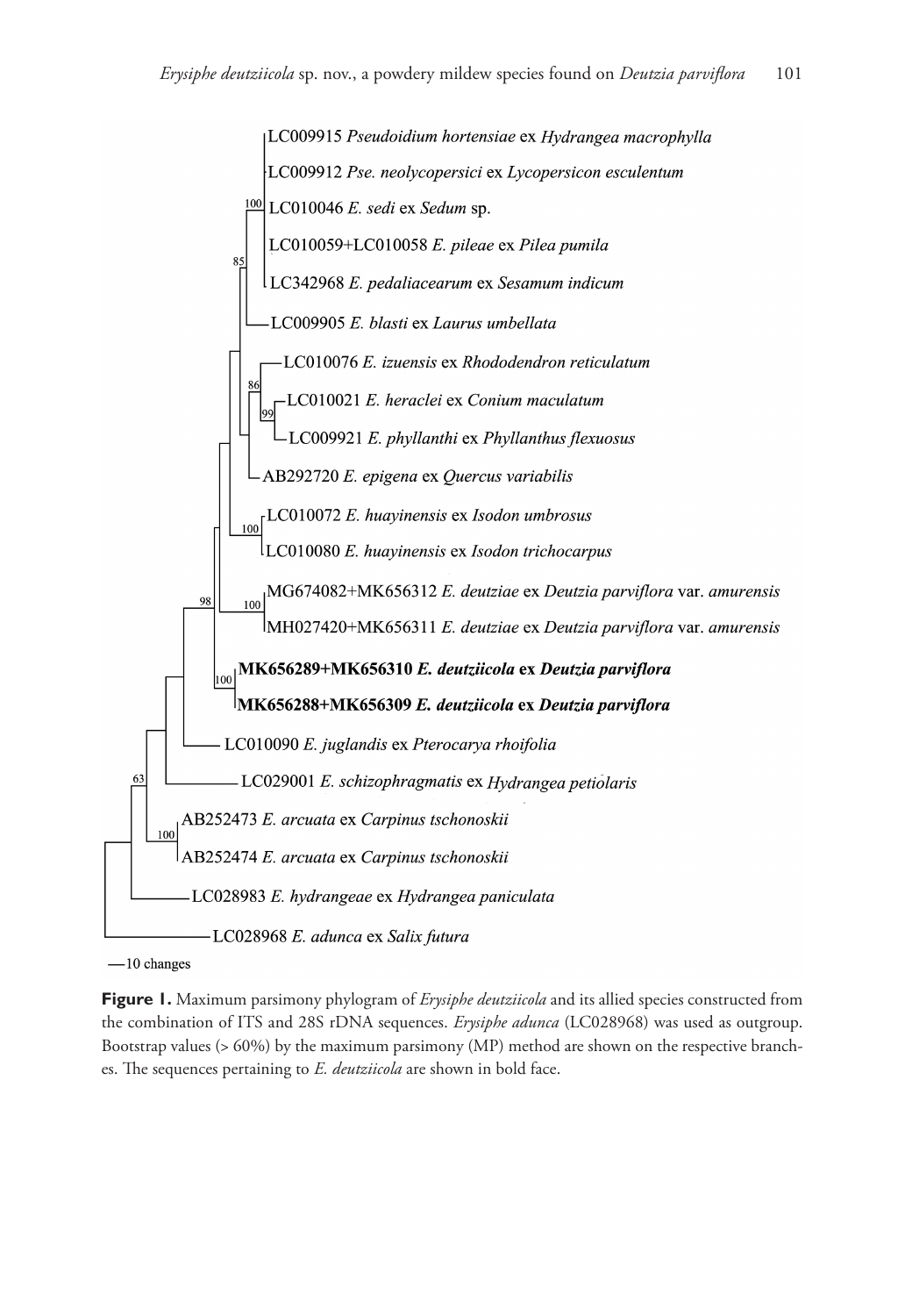LC009915 *Pseudoidium hortensiae* ex *Hydrangea macrophylla*

LC009912 *Pse. neolycopersici* ex *Lycopersicon esculentum*

LC010046 *E. sedi* ex *Sedum* sp.

LC010059+LC010058 *E. pileae* ex *Pilea pumila*

LC342968 *E. pedaliacearum* ex *Sesamum indicum*

LC009905 *E. blasti* ex *Laurus umbellata*

LC010076 *E. izuensis* ex *Rhododendron reticulatum*

LC010021 *E. heraclei* ex *Conium maculatum*

LC009921 *E. phyllanthi* ex *Phyllanthus flexuosus*

AB292720 *E. epigena* ex *Quercus variabilis*

LC010072 *E. huayinensis* ex *Isodon umbrosus*

LC010080 *E. huayinensis* ex *Isodon trichocarpus*

MG674082+MK656312 *E. deutziae* ex *Deutzia parviflora* var. *amurensis*

MH027420+MK656311 *E. deutziae* ex *Deutzia parviflora* var. *amurensis*

**MK656289+MK656310 *E. deutziicola* ex *Deutzia parviflora***

**MK656288+MK656309 *E. deutziicola* ex *Deutzia parviflora***

LC010090 *E. juglandis* ex *Pterocarya rhoifolia*

LC029001 *E. schizophragmatis* ex *Hydrangea petiolaris*

AB252473 *E. arcuata* ex *Carpinus tschonoskii*

AB252474 *E. arcuata* ex *Carpinus tschonoskii*

LC028983 *E. hydrangeae* ex *Hydrangea paniculata*

LC028968 *E. adunca* ex *Salix futura*

—10 changes

**Figure 1.** Maximum parsimony phylogram of *Erysiphe deutziicola* and its allied species constructed from the combination of ITS and 28S rDNA sequences. *Erysiphe adunca* (LC028968) was used as outgroup. Bootstrap values (> 60%) by the maximum parsimony (MP) method are shown on the respective branches. The sequences pertaining to *E. deutziicola* are shown in bold face.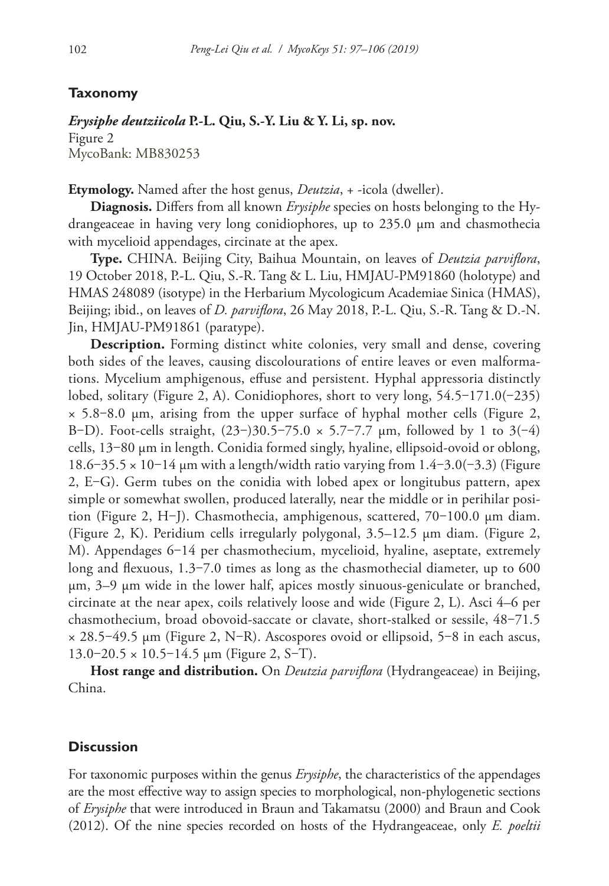## Taxonomy

***Erysiphe deutziicola*** **P.-L. Qiu, S.-Y. Liu & Y. Li, sp. nov.**
Figure 2
MycoBank: MB830253

**Etymology.** Named after the host genus, *Deutzia*, + -icola (dweller).

**Diagnosis.** Differs from all known *Erysiphe* species on hosts belonging to the Hydrangeaceae in having very long conidiophores, up to 235.0 μm and chasmothecia with mycelioid appendages, circinate at the apex.

**Type.** CHINA. Beijing City, Baihua Mountain, on leaves of *Deutzia parviflora*, 19 October 2018, P.-L. Qiu, S.-R. Tang & L. Liu, HMJAU-PM91860 (holotype) and HMAS 248089 (isotype) in the Herbarium Mycologicum Academiae Sinica (HMAS), Beijing; ibid., on leaves of *D. parviflora*, 26 May 2018, P.-L. Qiu, S.-R. Tang & D.-N. Jin, HMJAU-PM91861 (paratype).

**Description.** Forming distinct white colonies, very small and dense, covering both sides of the leaves, causing discolourations of entire leaves or even malformations. Mycelium amphigenous, effuse and persistent. Hyphal appressoria distinctly lobed, solitary (Figure 2, A). Conidiophores, short to very long, 54.5−171.0(−235) × 5.8−8.0 μm, arising from the upper surface of hyphal mother cells (Figure 2, B−D). Foot-cells straight, (23−)30.5−75.0 × 5.7−7.7 μm, followed by 1 to 3(−4) cells, 13−80 μm in length. Conidia formed singly, hyaline, ellipsoid-ovoid or oblong, 18.6−35.5 × 10−14 μm with a length/width ratio varying from 1.4−3.0(−3.3) (Figure 2, E−G). Germ tubes on the conidia with lobed apex or longitubus pattern, apex simple or somewhat swollen, produced laterally, near the middle or in perihilar position (Figure 2, H−J). Chasmothecia, amphigenous, scattered, 70−100.0 μm diam. (Figure 2, K). Peridium cells irregularly polygonal, 3.5–12.5 μm diam. (Figure 2, M). Appendages 6−14 per chasmothecium, mycelioid, hyaline, aseptate, extremely long and flexuous, 1.3−7.0 times as long as the chasmothecial diameter, up to 600 μm, 3–9 μm wide in the lower half, apices mostly sinuous-geniculate or branched, circinate at the near apex, coils relatively loose and wide (Figure 2, L). Asci 4–6 per chasmothecium, broad obovoid-saccate or clavate, short-stalked or sessile, 48−71.5 × 28.5−49.5 μm (Figure 2, N−R). Ascospores ovoid or ellipsoid, 5−8 in each ascus, 13.0−20.5 × 10.5−14.5 μm (Figure 2, S−T).

**Host range and distribution.** On *Deutzia parviflora* (Hydrangeaceae) in Beijing, China.

## Discussion

For taxonomic purposes within the genus *Erysiphe*, the characteristics of the appendages are the most effective way to assign species to morphological, non-phylogenetic sections of *Erysiphe* that were introduced in Braun and Takamatsu (2000) and Braun and Cook (2012). Of the nine species recorded on hosts of the Hydrangeaceae, only *E. poeltii*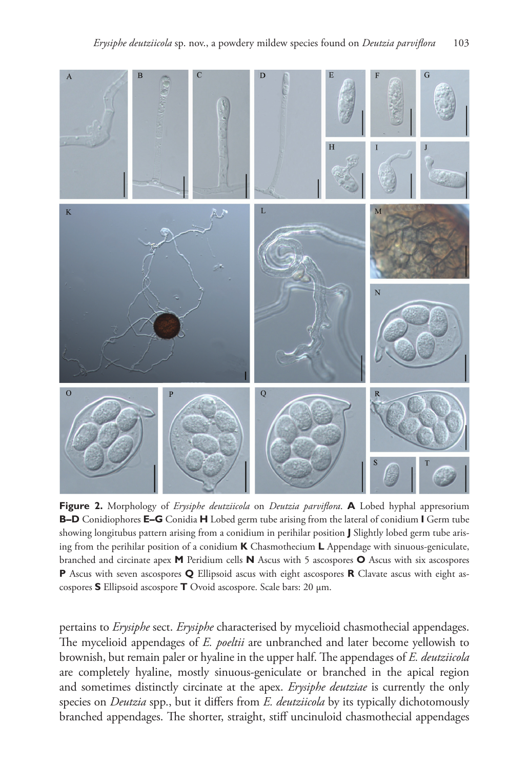**Figure 2.** Morphology of *Erysiphe deutziicola* on *Deutzia parviflora*. **A** Lobed hyphal appresorium **B–D** Conidiophores **E–G** Conidia **H** Lobed germ tube arising from the lateral of conidium **I** Germ tube showing longitubus pattern arising from a conidium in perihilar position **J** Slightly lobed germ tube arising from the perihilar position of a conidium **K** Chasmothecium **L** Appendage with sinuous-geniculate, branched and circinate apex **M** Peridium cells **N** Ascus with 5 ascospores **O** Ascus with six ascospores **P** Ascus with seven ascospores **Q** Ellipsoid ascus with eight ascospores **R** Clavate ascus with eight ascospores **S** Ellipsoid ascospore **T** Ovoid ascospore. Scale bars: 20 µm.

pertains to *Erysiphe* sect. *Erysiphe* characterised by mycelioid chasmothecial appendages. The mycelioid appendages of *E. poeltii* are unbranched and later become yellowish to brownish, but remain paler or hyaline in the upper half. The appendages of *E. deutziicola* are completely hyaline, mostly sinuous-geniculate or branched in the apical region and sometimes distinctly circinate at the apex. *Erysiphe deutziae* is currently the only species on *Deutzia* spp., but it differs from *E. deutziicola* by its typically dichotomously branched appendages. The shorter, straight, stiff uncinuloid chasmothecial appendages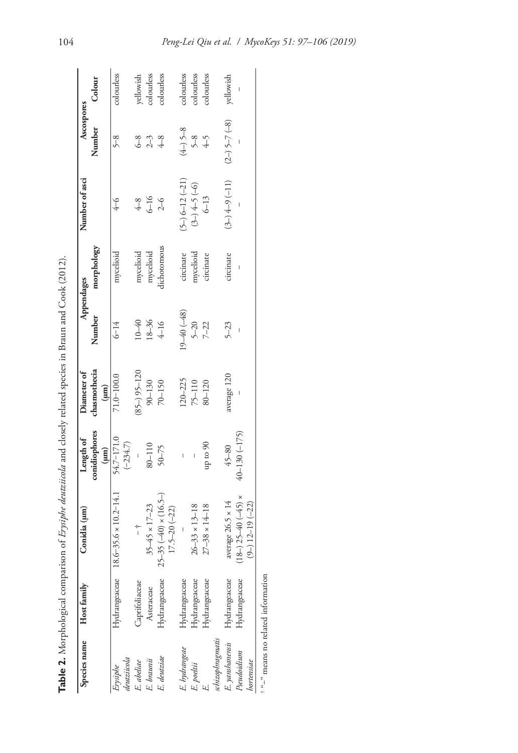**Table 2.** Morphological comparison of *Erysiphe deutziicola* and closely related species in Braun and Cook (2012).

| Species name | Host family | Conidia (μm) | Length of conidiophores (μm) | Diameter of chasmothecia (μm) | Appendages | | Number of asci | Ascospores | |
|---|---|---|---|---|---|---|---|---|---|
| | | | | | Number | morphology | | Number | Colour |
| *Erysiphe deutziicola* | Hydrangeaceae | 18.6–35.6 × 10.2–14.1 | 54.7–171.0 (–234.7) | 71.0–100.0 | 6–14 | mycelioid | 4–6 | 5–8 | colourless |
| *E. abeliae* | Caprifoliaceae | –[†] | – | (85–) 95–120 | 10–40 | mycelioid | 4–8 | 6–8 | yellowish |
| *E. braunii* | Asteraceae | 35–45 × 17–23 | 80–110 | 90–130 | 18–36 | mycelioid | 6–16 | 2–3 | colourless |
| *E. deutziae* | Hydrangeaceae | 25–35 (–40) × (16.5–) 17.5–20 (–22) | 50–75 | 70–150 | 4–16 | dichotomous | 2–6 | 4–8 | colourless |
| *E. hydrangeae* | Hydrangeaceae | – | – | 120–225 | 19–40 (–48) | circinate | (5–) 6–12 (–21) | (4–) 5–8 | colourless |
| *E. poeltii* | Hydrangeaceae | 26–33 × 13–18 | – | 75–110 | 5–20 | mycelioid | (3–) 4–5 (–6) | 5–8 | colourless |
| *E. schizophragmatis* | Hydrangeaceae | 27–38 × 14–18 | up to 90 | 80–120 | 7–22 | circinate | 6–13 | 4–5 | colourless |
| *E. yanshanensis* | Hydrangeaceae | average 26.5 × 14 | 45–80 | average 120 | 5–23 | circinate | (3–) 4–9 (–11) | (2–) 5–7 (–8) | yellowish |
| *Pseudoidium hortensiae* | Hydrangeaceae | (18–) 25–40 (–45) × (9–) 12–19 (–22) | 40–130 (–175) | – | – | – | – | – | – |

[†] "–" means no related information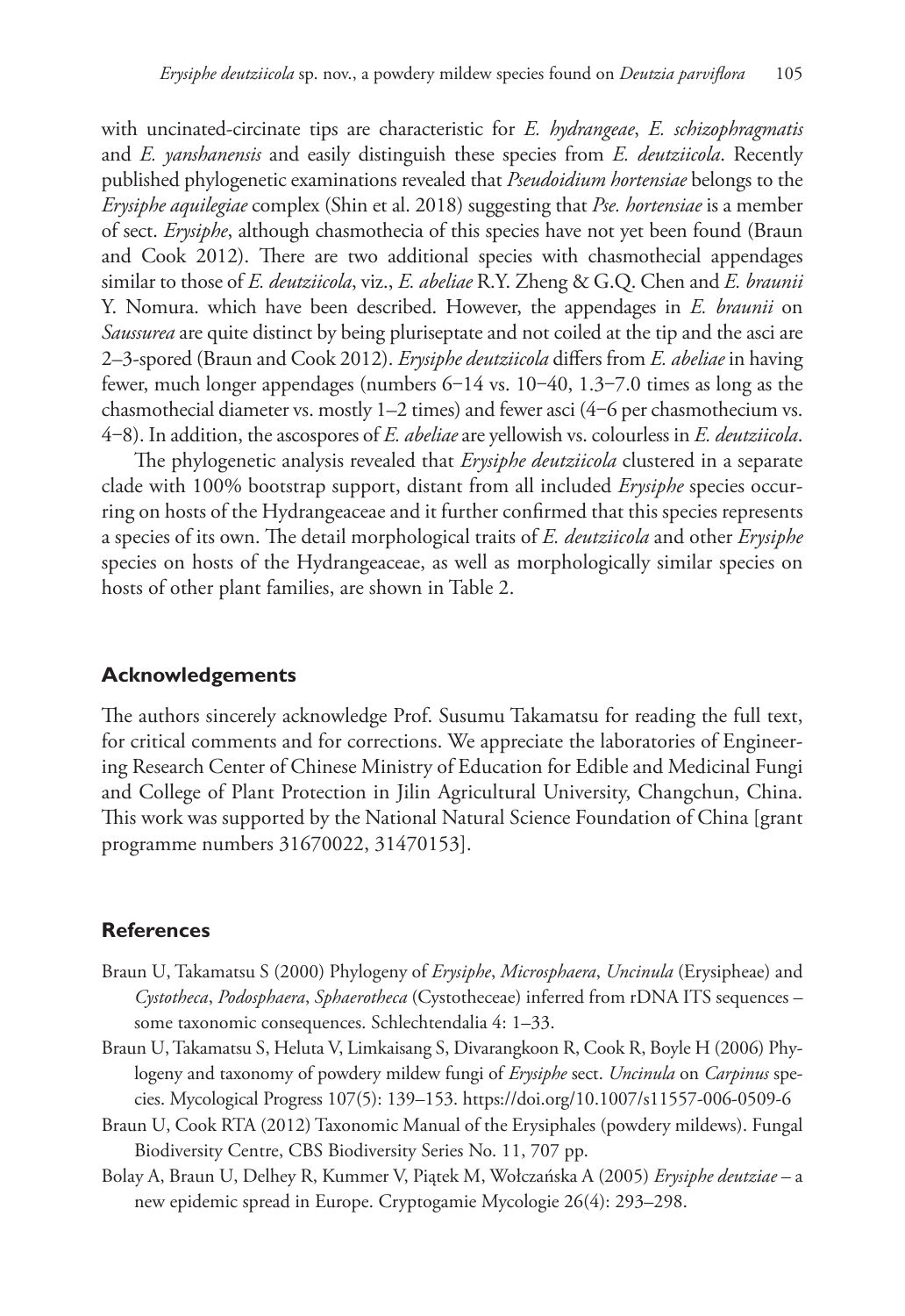with uncinated-circinate tips are characteristic for *E. hydrangeae*, *E. schizophragmatis* and *E. yanshanensis* and easily distinguish these species from *E. deutziicola*. Recently published phylogenetic examinations revealed that *Pseudoidium hortensiae* belongs to the *Erysiphe aquilegiae* complex (Shin et al. 2018) suggesting that *Pse. hortensiae* is a member of sect. *Erysiphe*, although chasmothecia of this species have not yet been found (Braun and Cook 2012). There are two additional species with chasmothecial appendages similar to those of *E. deutziicola*, viz., *E. abeliae* R.Y. Zheng & G.Q. Chen and *E. braunii* Y. Nomura. which have been described. However, the appendages in *E. braunii* on *Saussurea* are quite distinct by being pluriseptate and not coiled at the tip and the asci are 2–3-spored (Braun and Cook 2012). *Erysiphe deutziicola* differs from *E. abeliae* in having fewer, much longer appendages (numbers 6−14 vs. 10−40, 1.3−7.0 times as long as the chasmothecial diameter vs. mostly 1–2 times) and fewer asci (4−6 per chasmothecium vs. 4−8). In addition, the ascospores of *E. abeliae* are yellowish vs. colourless in *E. deutziicola*.

The phylogenetic analysis revealed that *Erysiphe deutziicola* clustered in a separate clade with 100% bootstrap support, distant from all included *Erysiphe* species occurring on hosts of the Hydrangeaceae and it further confirmed that this species represents a species of its own. The detail morphological traits of *E. deutziicola* and other *Erysiphe* species on hosts of the Hydrangeaceae, as well as morphologically similar species on hosts of other plant families, are shown in Table 2.

## Acknowledgements

The authors sincerely acknowledge Prof. Susumu Takamatsu for reading the full text, for critical comments and for corrections. We appreciate the laboratories of Engineering Research Center of Chinese Ministry of Education for Edible and Medicinal Fungi and College of Plant Protection in Jilin Agricultural University, Changchun, China. This work was supported by the National Natural Science Foundation of China [grant programme numbers 31670022, 31470153].

## References

- Braun U, Takamatsu S (2000) Phylogeny of *Erysiphe*, *Microsphaera*, *Uncinula* (Erysipheae) and *Cystotheca*, *Podosphaera*, *Sphaerotheca* (Cystotheceae) inferred from rDNA ITS sequences – some taxonomic consequences. Schlechtendalia 4: 1–33.
- Braun U, Takamatsu S, Heluta V, Limkaisang S, Divarangkoon R, Cook R, Boyle H (2006) Phylogeny and taxonomy of powdery mildew fungi of *Erysiphe* sect. *Uncinula* on *Carpinus* species. Mycological Progress 107(5): 139–153. https://doi.org/10.1007/s11557-006-0509-6
- Braun U, Cook RTA (2012) Taxonomic Manual of the Erysiphales (powdery mildews). Fungal Biodiversity Centre, CBS Biodiversity Series No. 11, 707 pp.
- Bolay A, Braun U, Delhey R, Kummer V, Piątek M, Wołczańska A (2005) *Erysiphe deutziae* – a new epidemic spread in Europe. Cryptogamie Mycologie 26(4): 293–298.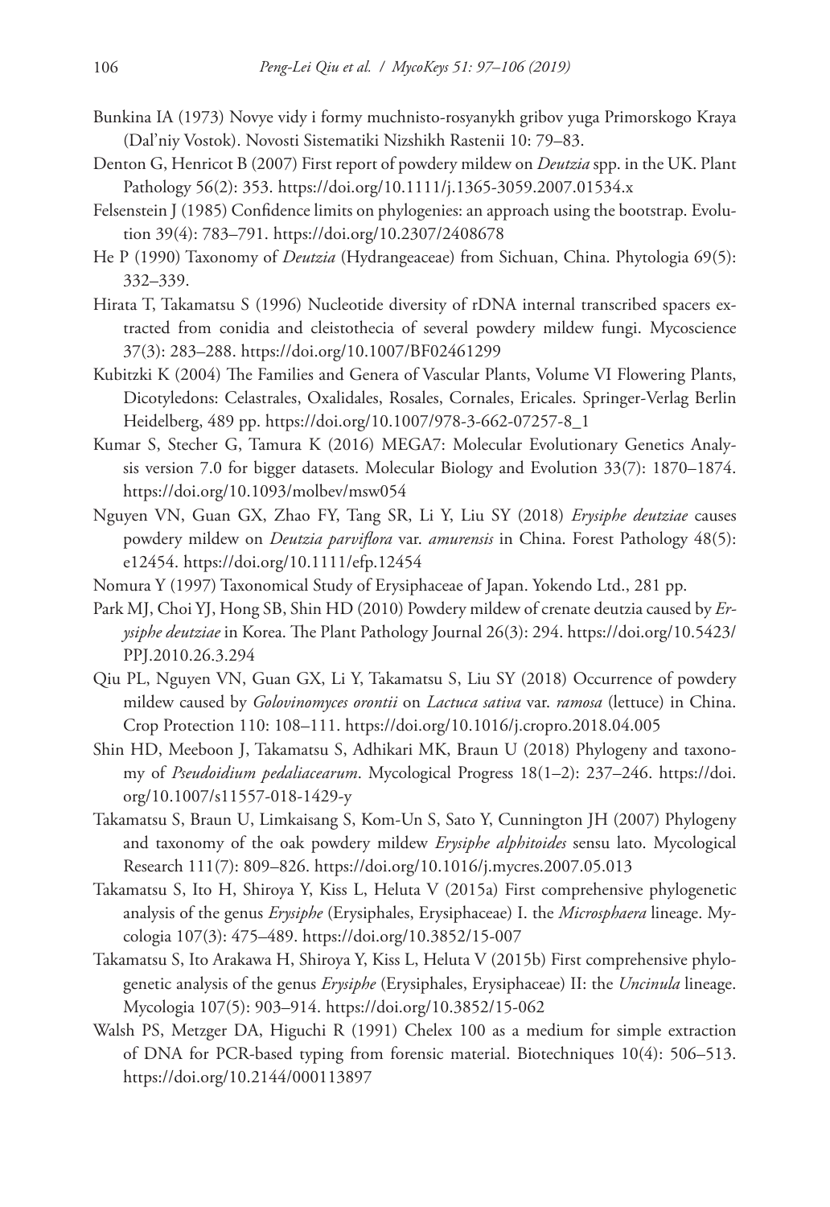Bunkina IA (1973) Novye vidy i formy muchnisto-rosyanykh gribov yuga Primorskogo Kraya (Dal'niy Vostok). Novosti Sistematiki Nizshikh Rastenii 10: 79–83.

Denton G, Henricot B (2007) First report of powdery mildew on *Deutzia* spp. in the UK. Plant Pathology 56(2): 353. https://doi.org/10.1111/j.1365-3059.2007.01534.x

Felsenstein J (1985) Confidence limits on phylogenies: an approach using the bootstrap. Evolution 39(4): 783–791. https://doi.org/10.2307/2408678

He P (1990) Taxonomy of *Deutzia* (Hydrangeaceae) from Sichuan, China. Phytologia 69(5): 332–339.

Hirata T, Takamatsu S (1996) Nucleotide diversity of rDNA internal transcribed spacers extracted from conidia and cleistothecia of several powdery mildew fungi. Mycoscience 37(3): 283–288. https://doi.org/10.1007/BF02461299

Kubitzki K (2004) The Families and Genera of Vascular Plants, Volume VI Flowering Plants, Dicotyledons: Celastrales, Oxalidales, Rosales, Cornales, Ericales. Springer-Verlag Berlin Heidelberg, 489 pp. https://doi.org/10.1007/978-3-662-07257-8_1

Kumar S, Stecher G, Tamura K (2016) MEGA7: Molecular Evolutionary Genetics Analysis version 7.0 for bigger datasets. Molecular Biology and Evolution 33(7): 1870–1874. https://doi.org/10.1093/molbev/msw054

Nguyen VN, Guan GX, Zhao FY, Tang SR, Li Y, Liu SY (2018) *Erysiphe deutziae* causes powdery mildew on *Deutzia parviflora* var. *amurensis* in China. Forest Pathology 48(5): e12454. https://doi.org/10.1111/efp.12454

Nomura Y (1997) Taxonomical Study of Erysiphaceae of Japan. Yokendo Ltd., 281 pp.

Park MJ, Choi YJ, Hong SB, Shin HD (2010) Powdery mildew of crenate deutzia caused by *Erysiphe deutziae* in Korea. The Plant Pathology Journal 26(3): 294. https://doi.org/10.5423/PPJ.2010.26.3.294

Qiu PL, Nguyen VN, Guan GX, Li Y, Takamatsu S, Liu SY (2018) Occurrence of powdery mildew caused by *Golovinomyces orontii* on *Lactuca sativa* var. *ramosa* (lettuce) in China. Crop Protection 110: 108–111. https://doi.org/10.1016/j.cropro.2018.04.005

Shin HD, Meeboon J, Takamatsu S, Adhikari MK, Braun U (2018) Phylogeny and taxonomy of *Pseudoidium pedaliacearum*. Mycological Progress 18(1–2): 237–246. https://doi.org/10.1007/s11557-018-1429-y

Takamatsu S, Braun U, Limkaisang S, Kom-Un S, Sato Y, Cunnington JH (2007) Phylogeny and taxonomy of the oak powdery mildew *Erysiphe alphitoides* sensu lato. Mycological Research 111(7): 809–826. https://doi.org/10.1016/j.mycres.2007.05.013

Takamatsu S, Ito H, Shiroya Y, Kiss L, Heluta V (2015a) First comprehensive phylogenetic analysis of the genus *Erysiphe* (Erysiphales, Erysiphaceae) I. the *Microsphaera* lineage. Mycologia 107(3): 475–489. https://doi.org/10.3852/15-007

Takamatsu S, Ito Arakawa H, Shiroya Y, Kiss L, Heluta V (2015b) First comprehensive phylogenetic analysis of the genus *Erysiphe* (Erysiphales, Erysiphaceae) II: the *Uncinula* lineage. Mycologia 107(5): 903–914. https://doi.org/10.3852/15-062

Walsh PS, Metzger DA, Higuchi R (1991) Chelex 100 as a medium for simple extraction of DNA for PCR-based typing from forensic material. Biotechniques 10(4): 506–513. https://doi.org/10.2144/000113897